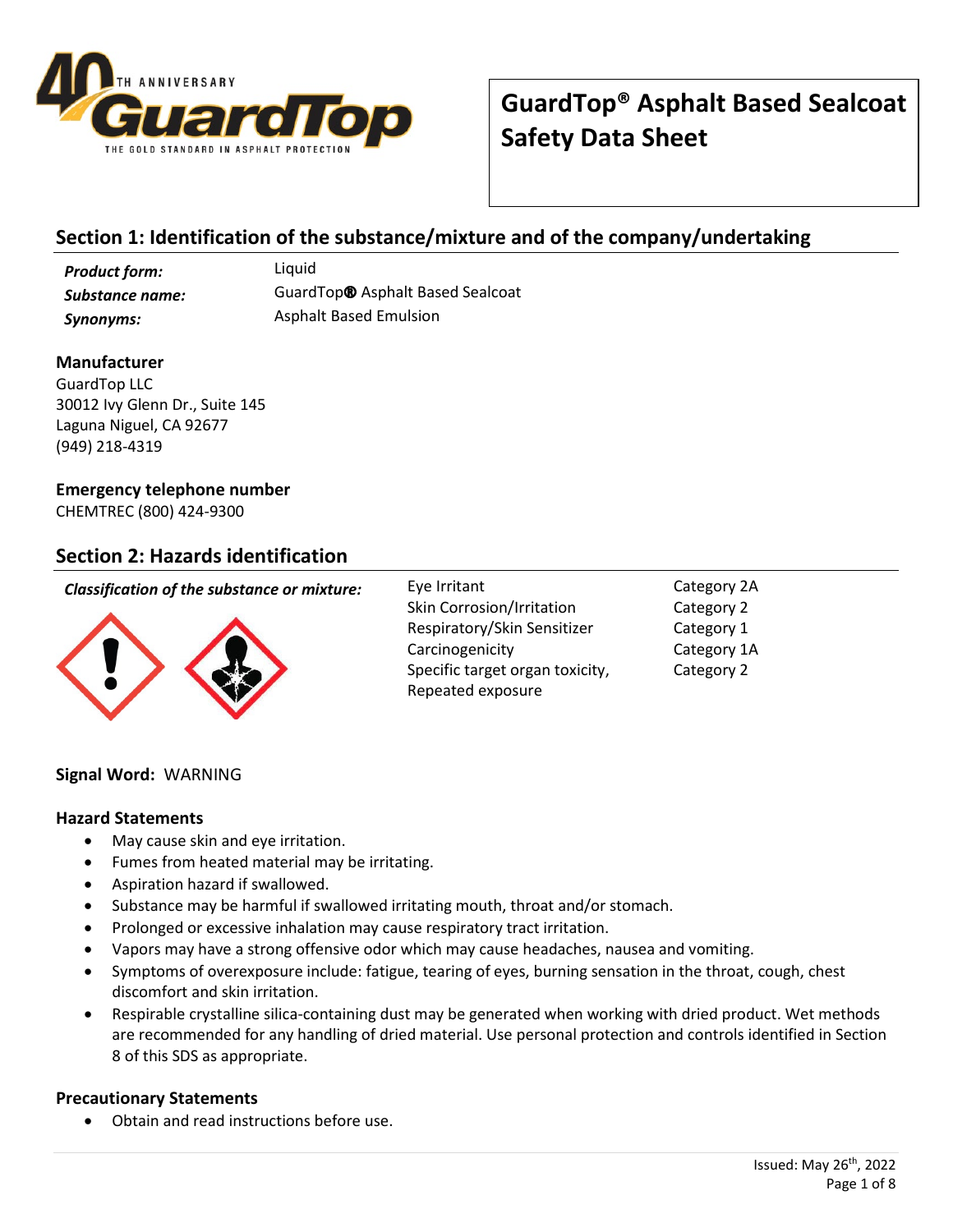# GuardTop® Asphalt Based Sealcoat Safety Data Sheet

## Section 1: Identification of the substance/mixture and of the company/undertaking

| | |
|---|---|
| ***Product form:*** | Liquid |
| ***Substance name:*** | GuardTop® Asphalt Based Sealcoat |
| ***Synonyms:*** | Asphalt Based Emulsion |

**Manufacturer**
GuardTop LLC
30012 Ivy Glenn Dr., Suite 145
Laguna Niguel, CA 92677
(949) 218-4319

**Emergency telephone number**
CHEMTREC (800) 424-9300

## Section 2: Hazards identification

***Classification of the substance or mixture:***

| | |
|---|---|
| Eye Irritant | Category 2A |
| Skin Corrosion/Irritation | Category 2 |
| Respiratory/Skin Sensitizer | Category 1 |
| Carcinogenicity | Category 1A |
| Specific target organ toxicity, Repeated exposure | Category 2 |

**Signal Word:** WARNING

**Hazard Statements**

- May cause skin and eye irritation.
- Fumes from heated material may be irritating.
- Aspiration hazard if swallowed.
- Substance may be harmful if swallowed irritating mouth, throat and/or stomach.
- Prolonged or excessive inhalation may cause respiratory tract irritation.
- Vapors may have a strong offensive odor which may cause headaches, nausea and vomiting.
- Symptoms of overexposure include: fatigue, tearing of eyes, burning sensation in the throat, cough, chest discomfort and skin irritation.
- Respirable crystalline silica-containing dust may be generated when working with dried product. Wet methods are recommended for any handling of dried material. Use personal protection and controls identified in Section 8 of this SDS as appropriate.

**Precautionary Statements**

- Obtain and read instructions before use.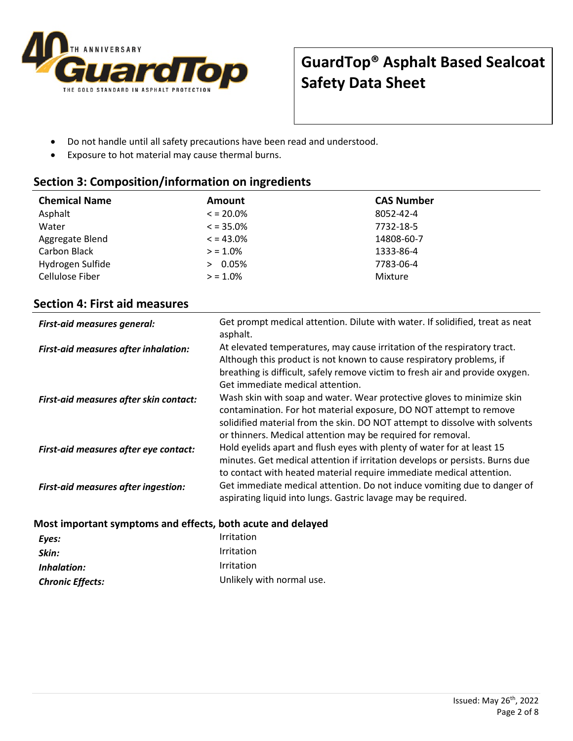- Do not handle until all safety precautions have been read and understood.
- Exposure to hot material may cause thermal burns.

## Section 3: Composition/information on ingredients

| Chemical Name | Amount | CAS Number |
|---|---|---|
| Asphalt | < = 20.0% | 8052-42-4 |
| Water | < = 35.0% | 7732-18-5 |
| Aggregate Blend | < = 43.0% | 14808-60-7 |
| Carbon Black | > = 1.0% | 1333-86-4 |
| Hydrogen Sulfide | > 0.05% | 7783-06-4 |
| Cellulose Fiber | > = 1.0% | Mixture |

## Section 4: First aid measures

***First-aid measures general:*** Get prompt medical attention. Dilute with water. If solidified, treat as neat asphalt.

***First-aid measures after inhalation:*** At elevated temperatures, may cause irritation of the respiratory tract. Although this product is not known to cause respiratory problems, if breathing is difficult, safely remove victim to fresh air and provide oxygen. Get immediate medical attention.

***First-aid measures after skin contact:*** Wash skin with soap and water. Wear protective gloves to minimize skin contamination. For hot material exposure, DO NOT attempt to remove solidified material from the skin. DO NOT attempt to dissolve with solvents or thinners. Medical attention may be required for removal.

***First-aid measures after eye contact:*** Hold eyelids apart and flush eyes with plenty of water for at least 15 minutes. Get medical attention if irritation develops or persists. Burns due to contact with heated material require immediate medical attention.

***First-aid measures after ingestion:*** Get immediate medical attention. Do not induce vomiting due to danger of aspirating liquid into lungs. Gastric lavage may be required.

### Most important symptoms and effects, both acute and delayed

***Eyes:*** Irritation

***Skin:*** Irritation

***Inhalation:*** Irritation

***Chronic Effects:*** Unlikely with normal use.

Issued: May 26th, 2022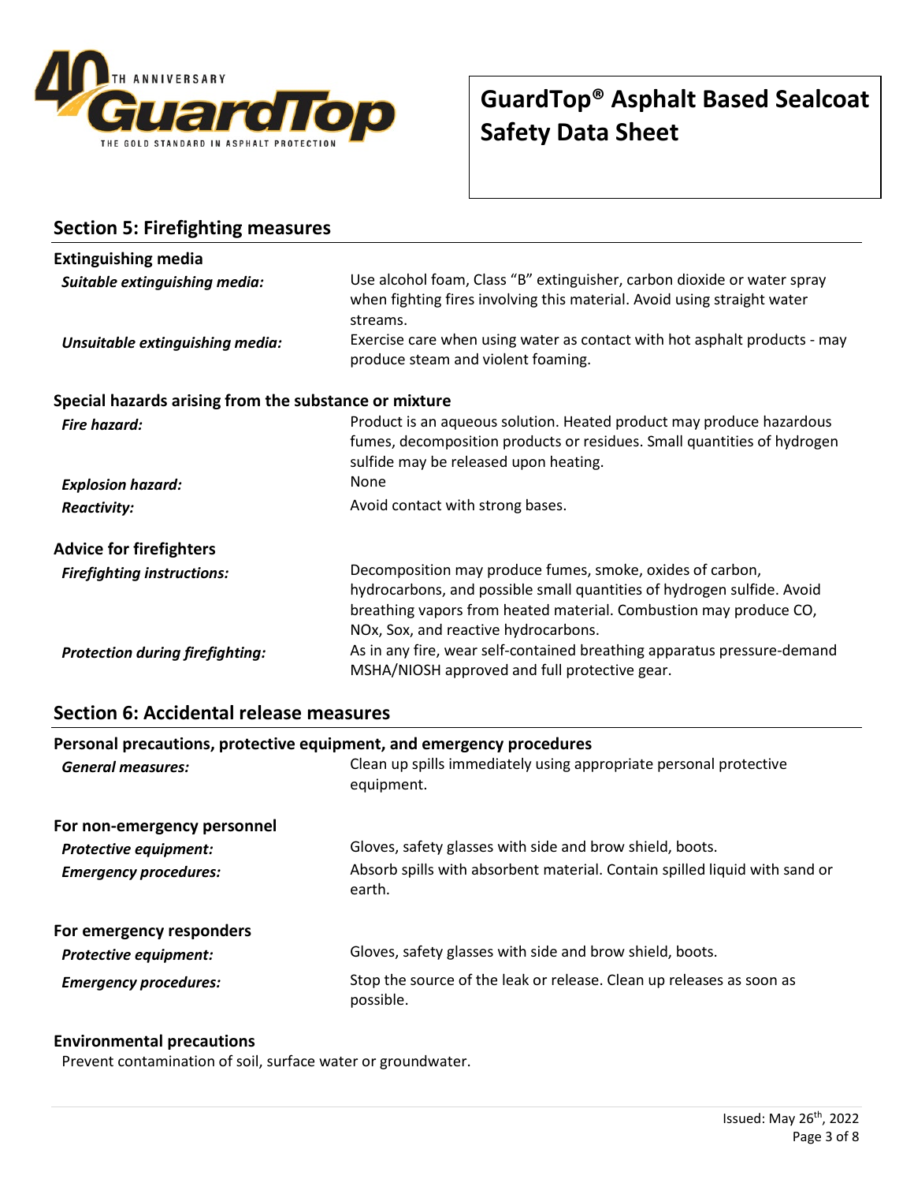## Section 5: Firefighting measures

### Extinguishing media

***Suitable extinguishing media:*** Use alcohol foam, Class "B" extinguisher, carbon dioxide or water spray when fighting fires involving this material. Avoid using straight water streams.

***Unsuitable extinguishing media:*** Exercise care when using water as contact with hot asphalt products - may produce steam and violent foaming.

### Special hazards arising from the substance or mixture

***Fire hazard:*** Product is an aqueous solution. Heated product may produce hazardous fumes, decomposition products or residues. Small quantities of hydrogen sulfide may be released upon heating.

***Explosion hazard:*** None

***Reactivity:*** Avoid contact with strong bases.

### Advice for firefighters

***Firefighting instructions:*** Decomposition may produce fumes, smoke, oxides of carbon, hydrocarbons, and possible small quantities of hydrogen sulfide. Avoid breathing vapors from heated material. Combustion may produce CO, NOx, Sox, and reactive hydrocarbons.

***Protection during firefighting:*** As in any fire, wear self-contained breathing apparatus pressure-demand MSHA/NIOSH approved and full protective gear.

## Section 6: Accidental release measures

### Personal precautions, protective equipment, and emergency procedures

***General measures:*** Clean up spills immediately using appropriate personal protective equipment.

### For non-emergency personnel

***Protective equipment:*** Gloves, safety glasses with side and brow shield, boots.

***Emergency procedures:*** Absorb spills with absorbent material. Contain spilled liquid with sand or earth.

### For emergency responders

***Protective equipment:*** Gloves, safety glasses with side and brow shield, boots.

***Emergency procedures:*** Stop the source of the leak or release. Clean up releases as soon as possible.

### Environmental precautions

Prevent contamination of soil, surface water or groundwater.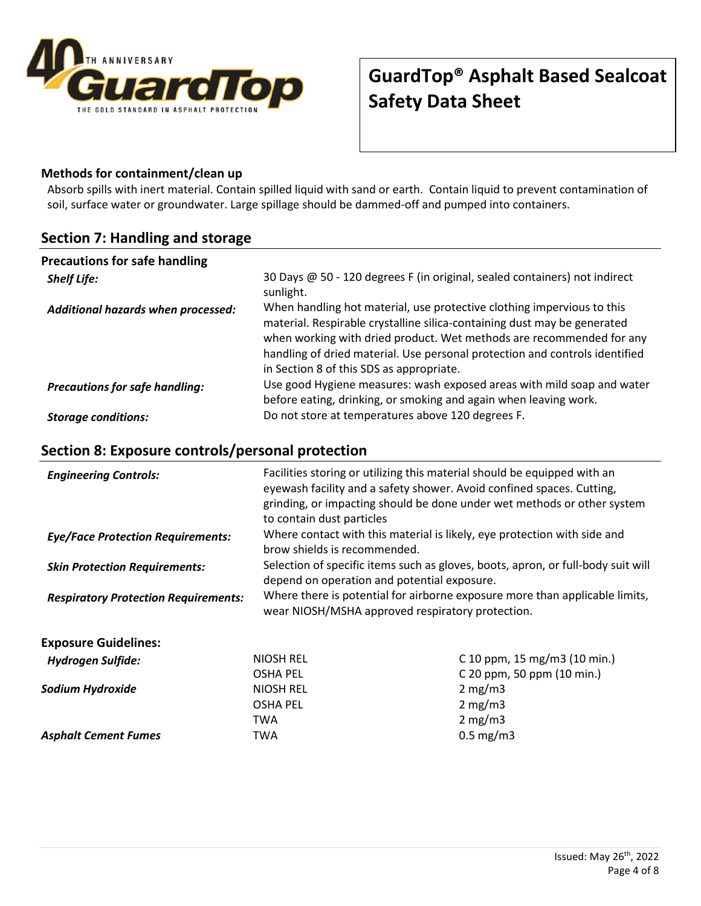### Methods for containment/clean up

Absorb spills with inert material. Contain spilled liquid with sand or earth. Contain liquid to prevent contamination of soil, surface water or groundwater. Large spillage should be dammed-off and pumped into containers.

## Section 7: Handling and storage

### Precautions for safe handling

| | |
|---|---|
| ***Shelf Life:*** | 30 Days @ 50 - 120 degrees F (in original, sealed containers) not indirect sunlight. |
| ***Additional hazards when processed:*** | When handling hot material, use protective clothing impervious to this material. Respirable crystalline silica-containing dust may be generated when working with dried product. Wet methods are recommended for any handling of dried material. Use personal protection and controls identified in Section 8 of this SDS as appropriate. |
| ***Precautions for safe handling:*** | Use good Hygiene measures: wash exposed areas with mild soap and water before eating, drinking, or smoking and again when leaving work. |
| ***Storage conditions:*** | Do not store at temperatures above 120 degrees F. |

## Section 8: Exposure controls/personal protection

| | |
|---|---|
| ***Engineering Controls:*** | Facilities storing or utilizing this material should be equipped with an eyewash facility and a safety shower. Avoid confined spaces. Cutting, grinding, or impacting should be done under wet methods or other system to contain dust particles |
| ***Eye/Face Protection Requirements:*** | Where contact with this material is likely, eye protection with side and brow shields is recommended. |
| ***Skin Protection Requirements:*** | Selection of specific items such as gloves, boots, apron, or full-body suit will depend on operation and potential exposure. |
| ***Respiratory Protection Requirements:*** | Where there is potential for airborne exposure more than applicable limits, wear NIOSH/MSHA approved respiratory protection. |

### Exposure Guidelines:

| | | |
|---|---|---|
| ***Hydrogen Sulfide:*** | NIOSH REL | C 10 ppm, 15 mg/m3 (10 min.) |
| | OSHA PEL | C 20 ppm, 50 ppm (10 min.) |
| ***Sodium Hydroxide*** | NIOSH REL | 2 mg/m3 |
| | OSHA PEL | 2 mg/m3 |
| | TWA | 2 mg/m3 |
| ***Asphalt Cement Fumes*** | TWA | 0.5 mg/m3 |

Issued: May 26th, 2022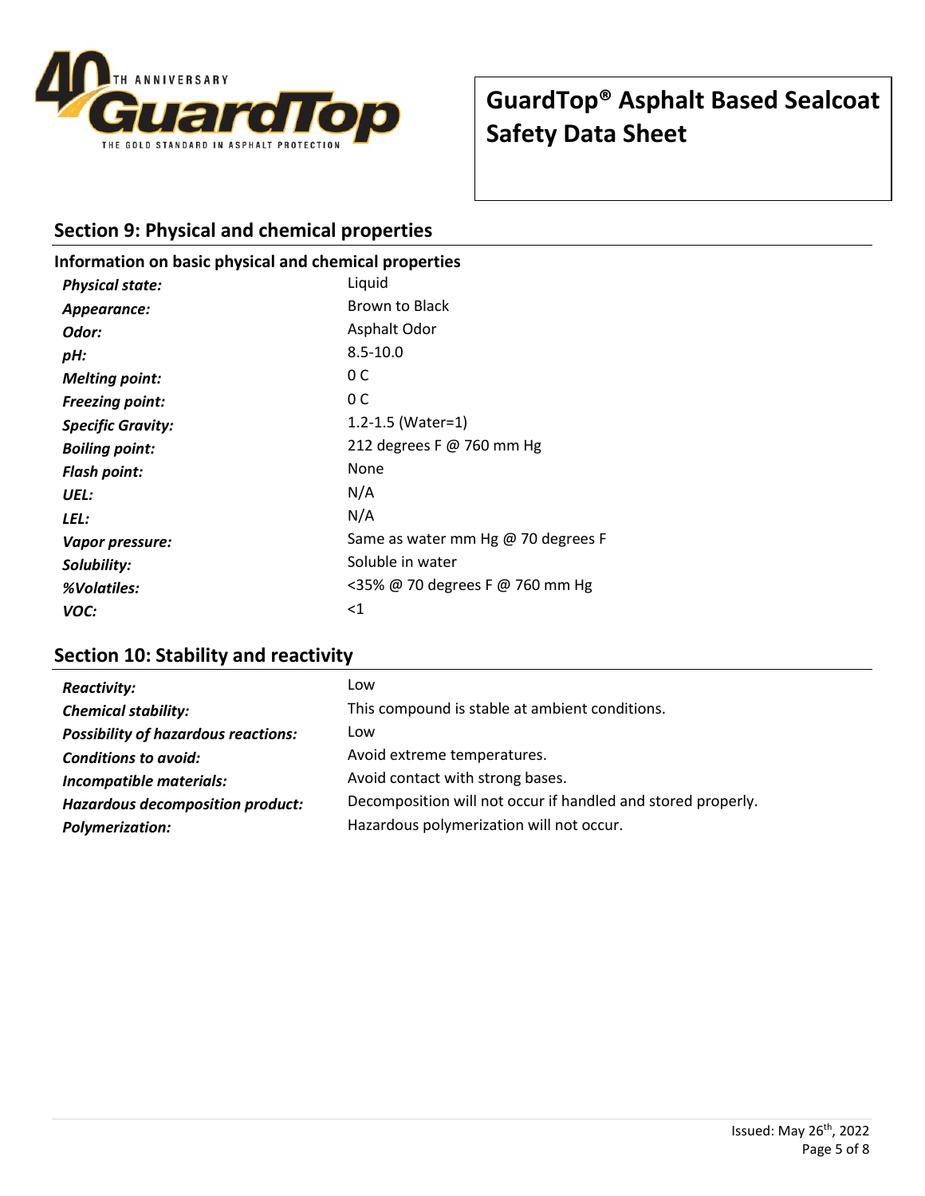## Section 9: Physical and chemical properties

### Information on basic physical and chemical properties

| | |
|---|---|
| ***Physical state:*** | Liquid |
| ***Appearance:*** | Brown to Black |
| ***Odor:*** | Asphalt Odor |
| ***pH:*** | 8.5-10.0 |
| ***Melting point:*** | 0 C |
| ***Freezing point:*** | 0 C |
| ***Specific Gravity:*** | 1.2-1.5 (Water=1) |
| ***Boiling point:*** | 212 degrees F @ 760 mm Hg |
| ***Flash point:*** | None |
| ***UEL:*** | N/A |
| ***LEL:*** | N/A |
| ***Vapor pressure:*** | Same as water mm Hg @ 70 degrees F |
| ***Solubility:*** | Soluble in water |
| ***%Volatiles:*** | <35% @ 70 degrees F @ 760 mm Hg |
| ***VOC:*** | <1 |

## Section 10: Stability and reactivity

| | |
|---|---|
| ***Reactivity:*** | Low |
| ***Chemical stability:*** | This compound is stable at ambient conditions. |
| ***Possibility of hazardous reactions:*** | Low |
| ***Conditions to avoid:*** | Avoid extreme temperatures. |
| ***Incompatible materials:*** | Avoid contact with strong bases. |
| ***Hazardous decomposition product:*** | Decomposition will not occur if handled and stored properly. |
| ***Polymerization:*** | Hazardous polymerization will not occur. |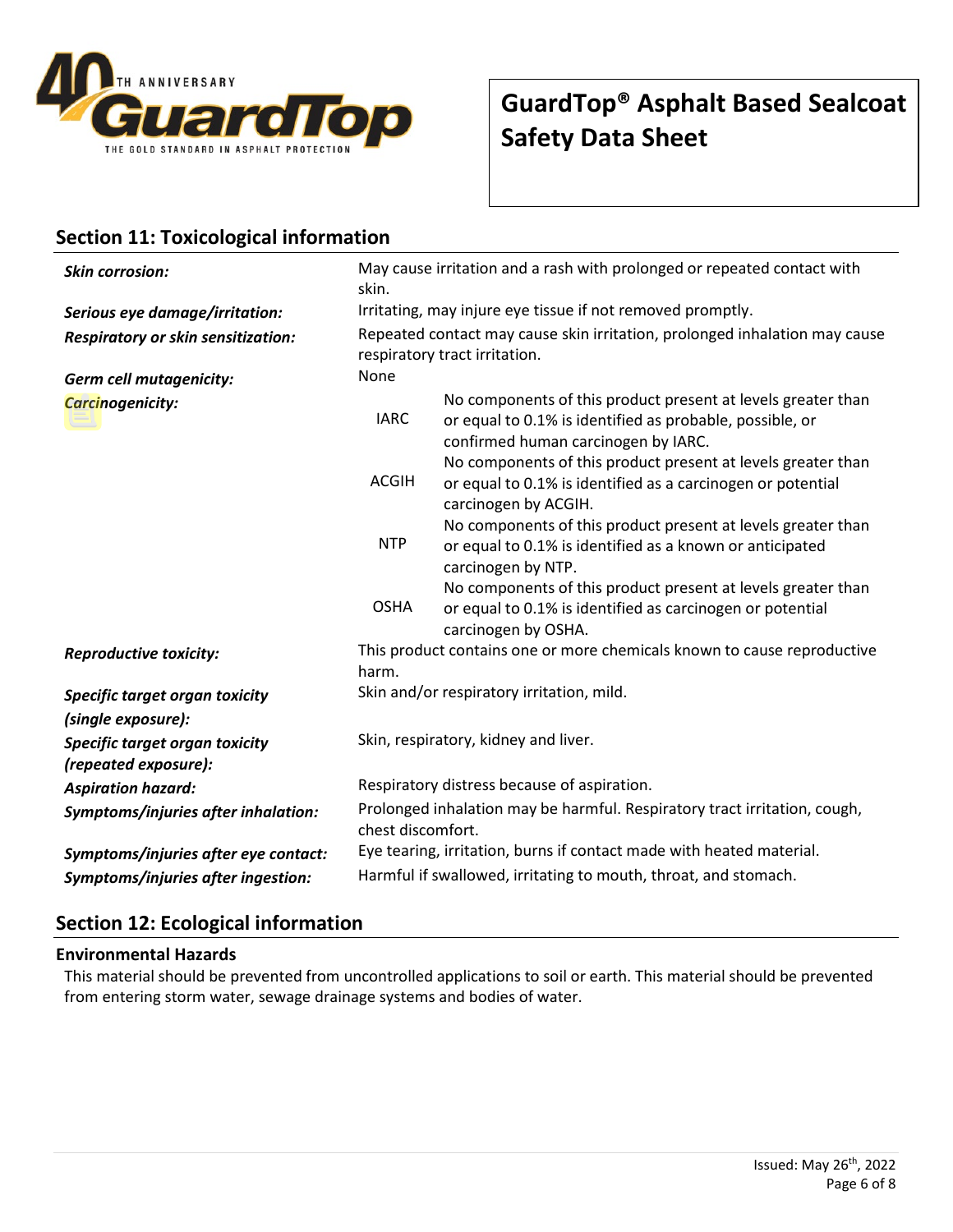## Section 11: Toxicological information

| | |
|---|---|
| ***Skin corrosion:*** | May cause irritation and a rash with prolonged or repeated contact with skin. |
| ***Serious eye damage/irritation:*** | Irritating, may injure eye tissue if not removed promptly. |
| ***Respiratory or skin sensitization:*** | Repeated contact may cause skin irritation, prolonged inhalation may cause respiratory tract irritation. |
| ***Germ cell mutagenicity:*** | None |
| ***Carcinogenicity:*** | IARC: No components of this product present at levels greater than or equal to 0.1% is identified as probable, possible, or confirmed human carcinogen by IARC. |
| | ACGIH: No components of this product present at levels greater than or equal to 0.1% is identified as a carcinogen or potential carcinogen by ACGIH. |
| | NTP: No components of this product present at levels greater than or equal to 0.1% is identified as a known or anticipated carcinogen by NTP. |
| | OSHA: No components of this product present at levels greater than or equal to 0.1% is identified as carcinogen or potential carcinogen by OSHA. |
| ***Reproductive toxicity:*** | This product contains one or more chemicals known to cause reproductive harm. |
| ***Specific target organ toxicity (single exposure):*** | Skin and/or respiratory irritation, mild. |
| ***Specific target organ toxicity (repeated exposure):*** | Skin, respiratory, kidney and liver. |
| ***Aspiration hazard:*** | Respiratory distress because of aspiration. |
| ***Symptoms/injuries after inhalation:*** | Prolonged inhalation may be harmful. Respiratory tract irritation, cough, chest discomfort. |
| ***Symptoms/injuries after eye contact:*** | Eye tearing, irritation, burns if contact made with heated material. |
| ***Symptoms/injuries after ingestion:*** | Harmful if swallowed, irritating to mouth, throat, and stomach. |

## Section 12: Ecological information

### Environmental Hazards

This material should be prevented from uncontrolled applications to soil or earth. This material should be prevented from entering storm water, sewage drainage systems and bodies of water.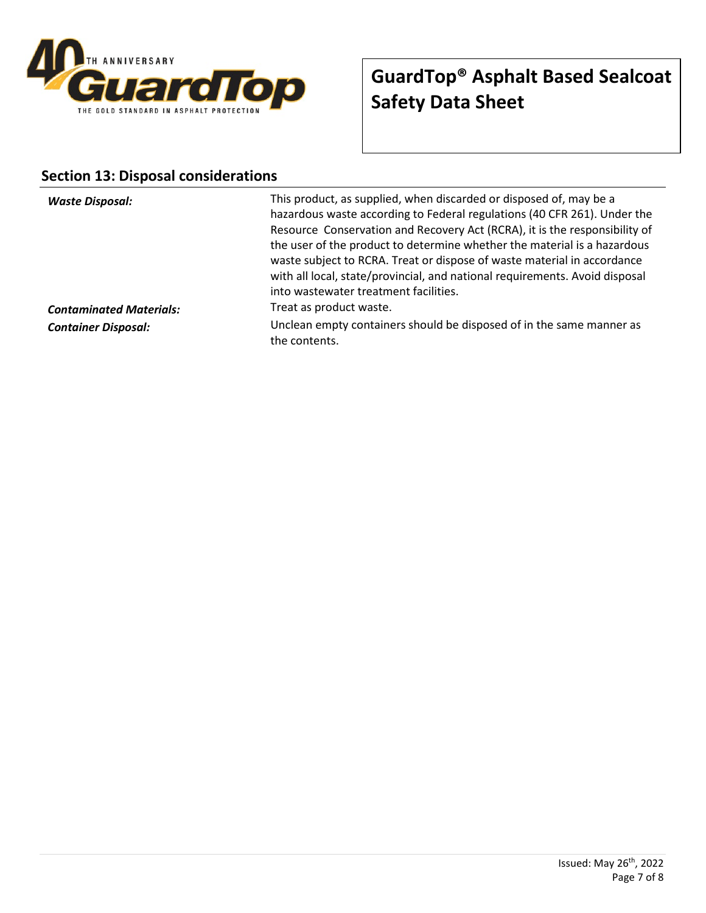## Section 13: Disposal considerations

***Waste Disposal:*** This product, as supplied, when discarded or disposed of, may be a hazardous waste according to Federal regulations (40 CFR 261). Under the Resource Conservation and Recovery Act (RCRA), it is the responsibility of the user of the product to determine whether the material is a hazardous waste subject to RCRA. Treat or dispose of waste material in accordance with all local, state/provincial, and national requirements. Avoid disposal into wastewater treatment facilities.

***Contaminated Materials:*** Treat as product waste.

***Container Disposal:*** Unclean empty containers should be disposed of in the same manner as the contents.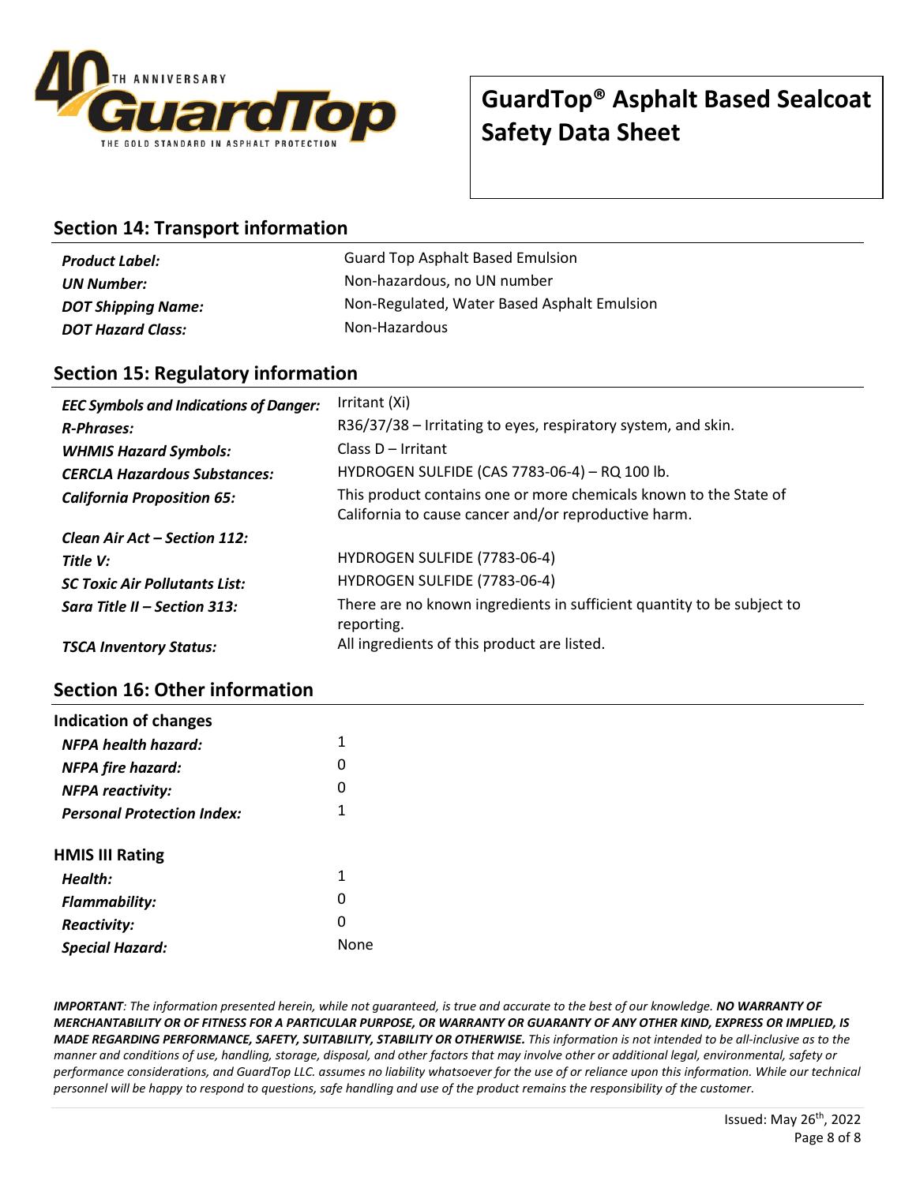# GuardTop® Asphalt Based Sealcoat Safety Data Sheet

## Section 14: Transport information

| | |
|---|---|
| ***Product Label:*** | Guard Top Asphalt Based Emulsion |
| ***UN Number:*** | Non-hazardous, no UN number |
| ***DOT Shipping Name:*** | Non-Regulated, Water Based Asphalt Emulsion |
| ***DOT Hazard Class:*** | Non-Hazardous |

## Section 15: Regulatory information

| | |
|---|---|
| ***EEC Symbols and Indications of Danger:*** | Irritant (Xi) |
| ***R-Phrases:*** | R36/37/38 – Irritating to eyes, respiratory system, and skin. |
| ***WHMIS Hazard Symbols:*** | Class D – Irritant |
| ***CERCLA Hazardous Substances:*** | HYDROGEN SULFIDE (CAS 7783-06-4) – RQ 100 lb. |
| ***California Proposition 65:*** | This product contains one or more chemicals known to the State of California to cause cancer and/or reproductive harm. |
| ***Clean Air Act – Section 112:*** | |
| ***Title V:*** | HYDROGEN SULFIDE (7783-06-4) |
| ***SC Toxic Air Pollutants List:*** | HYDROGEN SULFIDE (7783-06-4) |
| ***Sara Title II – Section 313:*** | There are no known ingredients in sufficient quantity to be subject to reporting. |
| ***TSCA Inventory Status:*** | All ingredients of this product are listed. |

## Section 16: Other information

**Indication of changes**

| | |
|---|---|
| ***NFPA health hazard:*** | 1 |
| ***NFPA fire hazard:*** | 0 |
| ***NFPA reactivity:*** | 0 |
| ***Personal Protection Index:*** | 1 |

**HMIS III Rating**

| | |
|---|---|
| ***Health:*** | 1 |
| ***Flammability:*** | 0 |
| ***Reactivity:*** | 0 |
| ***Special Hazard:*** | None |

***IMPORTANT**: The information presented herein, while not guaranteed, is true and accurate to the best of our knowledge. **NO WARRANTY OF MERCHANTABILITY OR OF FITNESS FOR A PARTICULAR PURPOSE, OR WARRANTY OR GUARANTY OF ANY OTHER KIND, EXPRESS OR IMPLIED, IS MADE REGARDING PERFORMANCE, SAFETY, SUITABILITY, STABILITY OR OTHERWISE.** This information is not intended to be all-inclusive as to the manner and conditions of use, handling, storage, disposal, and other factors that may involve other or additional legal, environmental, safety or performance considerations, and GuardTop LLC. assumes no liability whatsoever for the use of or reliance upon this information. While our technical personnel will be happy to respond to questions, safe handling and use of the product remains the responsibility of the customer.*

Issued: May 26th, 2022